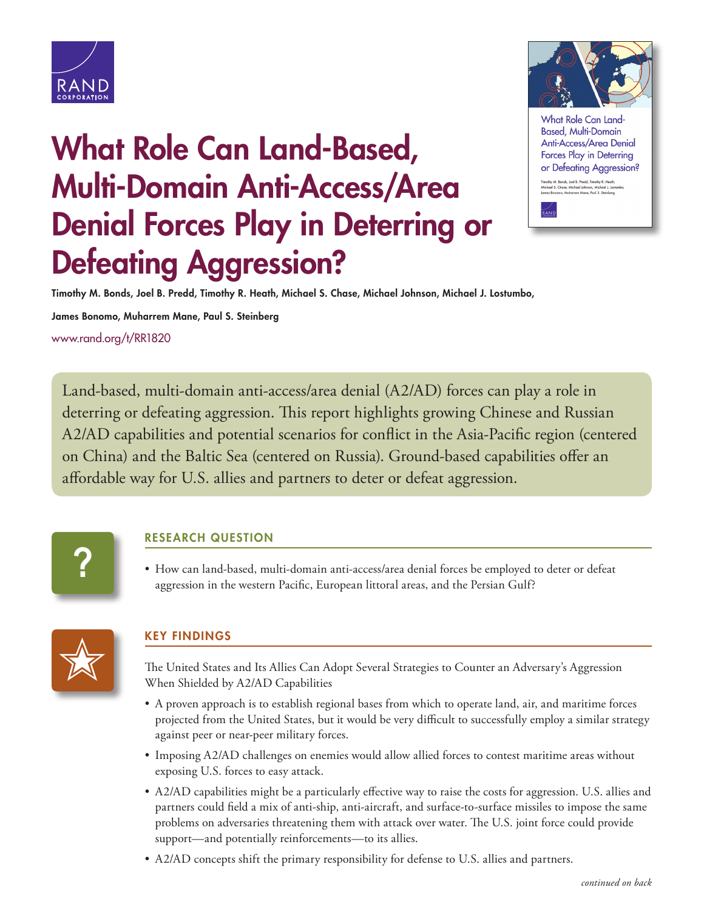# What Role Can Land-Based, Multi-Domain Anti-Access/Area Denial Forces Play in Deterring or Defeating Aggression?

**Timothy M. Bonds, Joel B. Predd, Timothy R. Heath, Michael S. Chase, Michael Johnson, Michael J. Lostumbo, James Bonomo, Muharrem Mane, Paul S. Steinberg**

www.rand.org/t/RR1820

Land-based, multi-domain anti-access/area denial (A2/AD) forces can play a role in deterring or defeating aggression. This report highlights growing Chinese and Russian A2/AD capabilities and potential scenarios for conflict in the Asia-Pacific region (centered on China) and the Baltic Sea (centered on Russia). Ground-based capabilities offer an affordable way for U.S. allies and partners to deter or defeat aggression.

## RESEARCH QUESTION

- How can land-based, multi-domain anti-access/area denial forces be employed to deter or defeat aggression in the western Pacific, European littoral areas, and the Persian Gulf?

## KEY FINDINGS

The United States and Its Allies Can Adopt Several Strategies to Counter an Adversary's Aggression When Shielded by A2/AD Capabilities

- A proven approach is to establish regional bases from which to operate land, air, and maritime forces projected from the United States, but it would be very difficult to successfully employ a similar strategy against peer or near-peer military forces.
- Imposing A2/AD challenges on enemies would allow allied forces to contest maritime areas without exposing U.S. forces to easy attack.
- A2/AD capabilities might be a particularly effective way to raise the costs for aggression. U.S. allies and partners could field a mix of anti-ship, anti-aircraft, and surface-to-surface missiles to impose the same problems on adversaries threatening them with attack over water. The U.S. joint force could provide support—and potentially reinforcements—to its allies.
- A2/AD concepts shift the primary responsibility for defense to U.S. allies and partners.

*continued on back*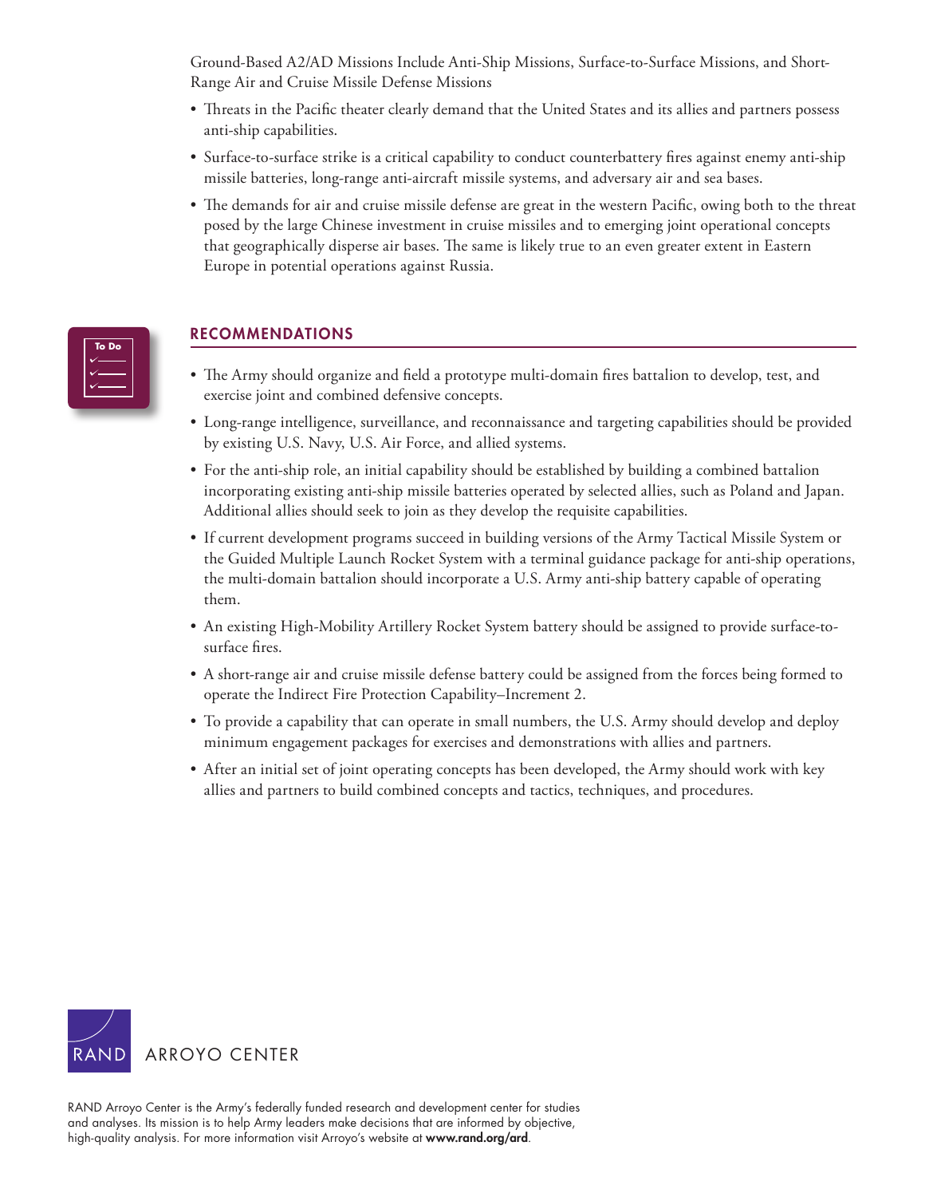Ground-Based A2/AD Missions Include Anti-Ship Missions, Surface-to-Surface Missions, and Short-Range Air and Cruise Missile Defense Missions

- Threats in the Pacific theater clearly demand that the United States and its allies and partners possess anti-ship capabilities.
- Surface-to-surface strike is a critical capability to conduct counterbattery fires against enemy anti-ship missile batteries, long-range anti-aircraft missile systems, and adversary air and sea bases.
- The demands for air and cruise missile defense are great in the western Pacific, owing both to the threat posed by the large Chinese investment in cruise missiles and to emerging joint operational concepts that geographically disperse air bases. The same is likely true to an even greater extent in Eastern Europe in potential operations against Russia.

## RECOMMENDATIONS

- The Army should organize and field a prototype multi-domain fires battalion to develop, test, and exercise joint and combined defensive concepts.
- Long-range intelligence, surveillance, and reconnaissance and targeting capabilities should be provided by existing U.S. Navy, U.S. Air Force, and allied systems.
- For the anti-ship role, an initial capability should be established by building a combined battalion incorporating existing anti-ship missile batteries operated by selected allies, such as Poland and Japan. Additional allies should seek to join as they develop the requisite capabilities.
- If current development programs succeed in building versions of the Army Tactical Missile System or the Guided Multiple Launch Rocket System with a terminal guidance package for anti-ship operations, the multi-domain battalion should incorporate a U.S. Army anti-ship battery capable of operating them.
- An existing High-Mobility Artillery Rocket System battery should be assigned to provide surface-to-surface fires.
- A short-range air and cruise missile defense battery could be assigned from the forces being formed to operate the Indirect Fire Protection Capability–Increment 2.
- To provide a capability that can operate in small numbers, the U.S. Army should develop and deploy minimum engagement packages for exercises and demonstrations with allies and partners.
- After an initial set of joint operating concepts has been developed, the Army should work with key allies and partners to build combined concepts and tactics, techniques, and procedures.

RAND ARROYO CENTER

RAND Arroyo Center is the Army's federally funded research and development center for studies and analyses. Its mission is to help Army leaders make decisions that are informed by objective, high-quality analysis. For more information visit Arroyo's website at **www.rand.org/ard**.